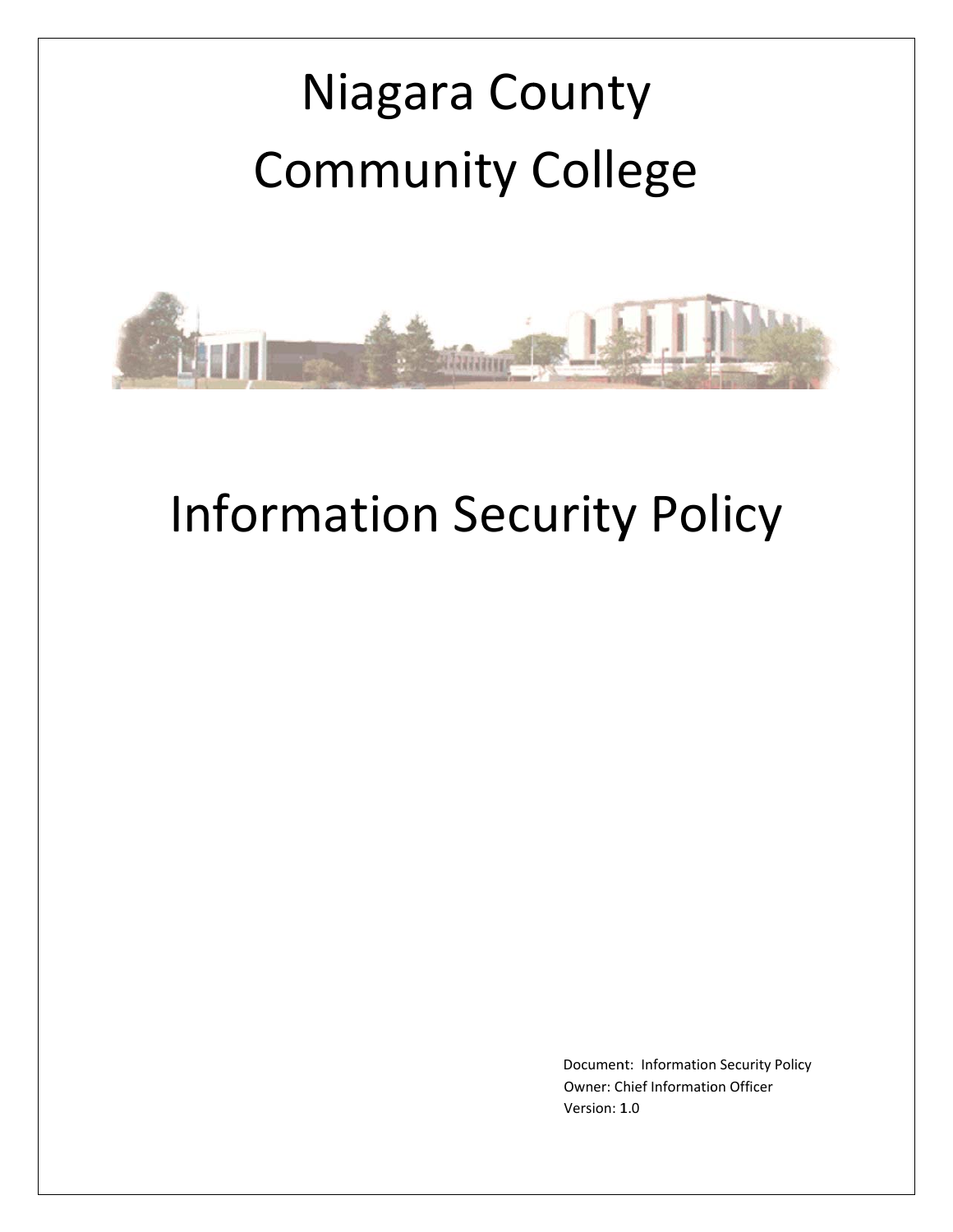# Niagara County Community College

# Information Security Policy

Document: Information Security Policy
Owner: Chief Information Officer
Version: 1.0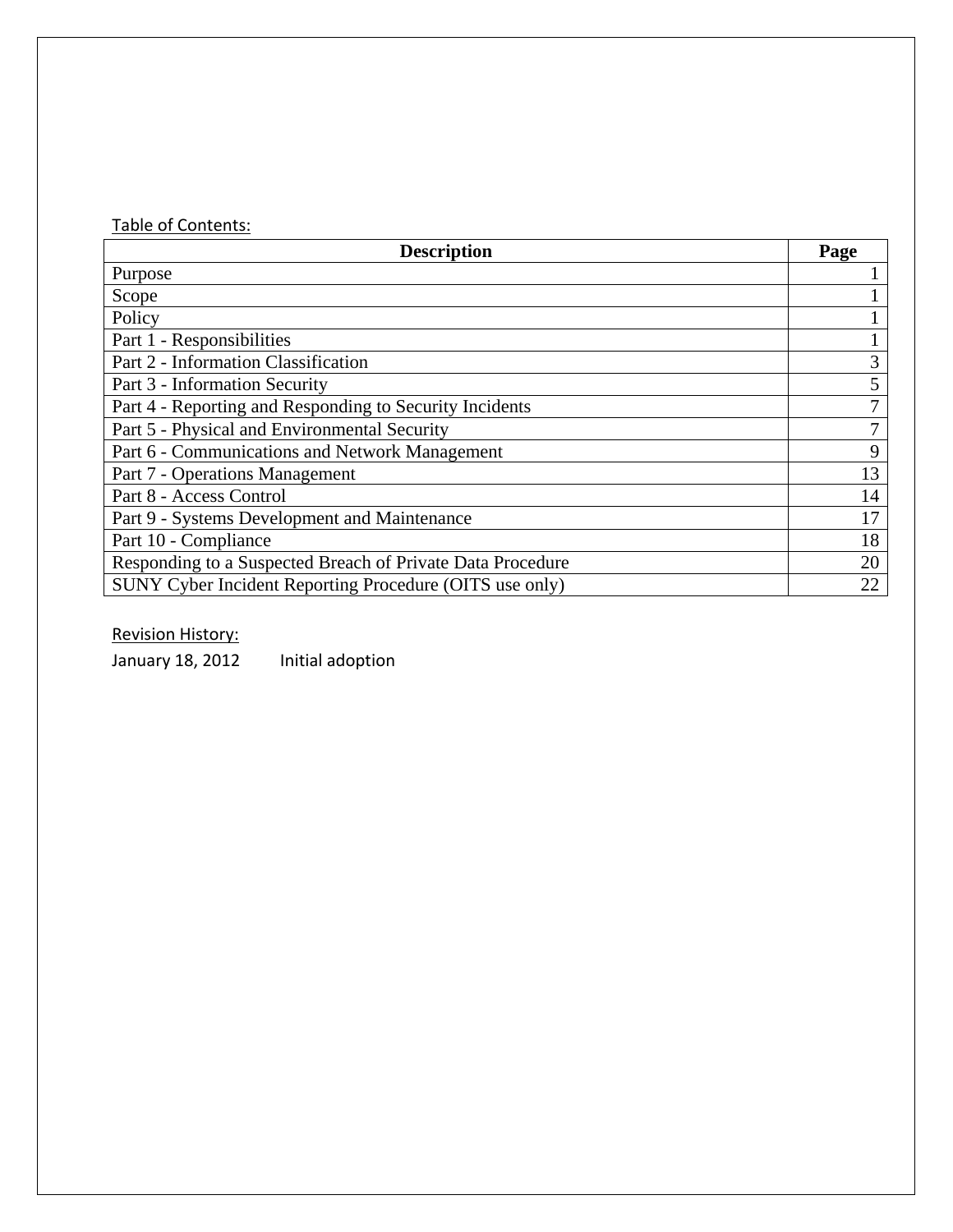Table of Contents:

| Description | Page |
|---|---|
| Purpose | 1 |
| Scope | 1 |
| Policy | 1 |
| Part 1 - Responsibilities | 1 |
| Part 2 - Information Classification | 3 |
| Part 3 - Information Security | 5 |
| Part 4 - Reporting and Responding to Security Incidents | 7 |
| Part 5 - Physical and Environmental Security | 7 |
| Part 6 - Communications and Network Management | 9 |
| Part 7 - Operations Management | 13 |
| Part 8 - Access Control | 14 |
| Part 9 - Systems Development and Maintenance | 17 |
| Part 10 - Compliance | 18 |
| Responding to a Suspected Breach of Private Data Procedure | 20 |
| SUNY Cyber Incident Reporting Procedure (OITS use only) | 22 |

Revision History:

January 18, 2012 Initial adoption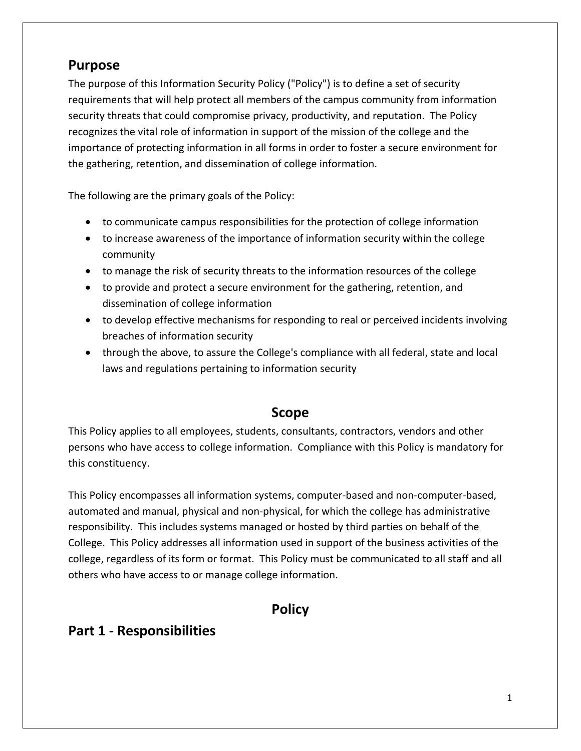## Purpose

The purpose of this Information Security Policy ("Policy") is to define a set of security requirements that will help protect all members of the campus community from information security threats that could compromise privacy, productivity, and reputation. The Policy recognizes the vital role of information in support of the mission of the college and the importance of protecting information in all forms in order to foster a secure environment for the gathering, retention, and dissemination of college information.

The following are the primary goals of the Policy:

- to communicate campus responsibilities for the protection of college information
- to increase awareness of the importance of information security within the college community
- to manage the risk of security threats to the information resources of the college
- to provide and protect a secure environment for the gathering, retention, and dissemination of college information
- to develop effective mechanisms for responding to real or perceived incidents involving breaches of information security
- through the above, to assure the College's compliance with all federal, state and local laws and regulations pertaining to information security

## Scope

This Policy applies to all employees, students, consultants, contractors, vendors and other persons who have access to college information. Compliance with this Policy is mandatory for this constituency.

This Policy encompasses all information systems, computer-based and non-computer-based, automated and manual, physical and non-physical, for which the college has administrative responsibility. This includes systems managed or hosted by third parties on behalf of the College. This Policy addresses all information used in support of the business activities of the college, regardless of its form or format. This Policy must be communicated to all staff and all others who have access to or manage college information.

## Policy

## Part 1 - Responsibilities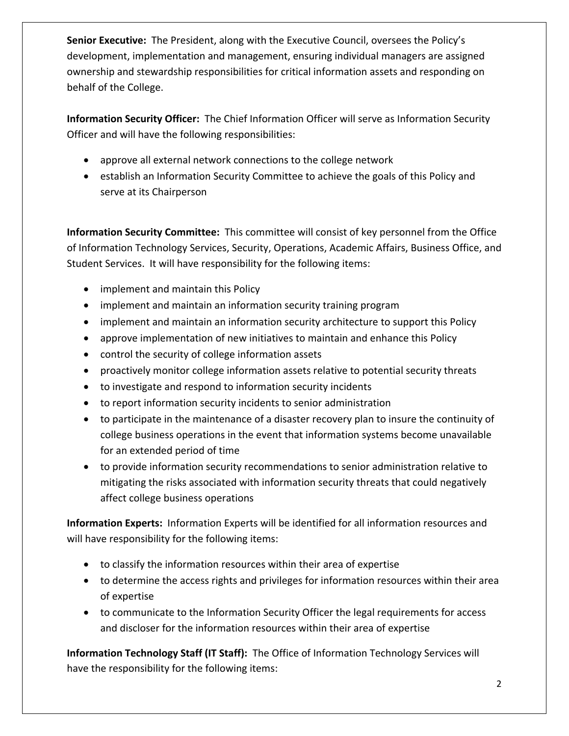**Senior Executive:** The President, along with the Executive Council, oversees the Policy's development, implementation and management, ensuring individual managers are assigned ownership and stewardship responsibilities for critical information assets and responding on behalf of the College.

**Information Security Officer:** The Chief Information Officer will serve as Information Security Officer and will have the following responsibilities:

- approve all external network connections to the college network
- establish an Information Security Committee to achieve the goals of this Policy and serve at its Chairperson

**Information Security Committee:** This committee will consist of key personnel from the Office of Information Technology Services, Security, Operations, Academic Affairs, Business Office, and Student Services. It will have responsibility for the following items:

- implement and maintain this Policy
- implement and maintain an information security training program
- implement and maintain an information security architecture to support this Policy
- approve implementation of new initiatives to maintain and enhance this Policy
- control the security of college information assets
- proactively monitor college information assets relative to potential security threats
- to investigate and respond to information security incidents
- to report information security incidents to senior administration
- to participate in the maintenance of a disaster recovery plan to insure the continuity of college business operations in the event that information systems become unavailable for an extended period of time
- to provide information security recommendations to senior administration relative to mitigating the risks associated with information security threats that could negatively affect college business operations

**Information Experts:** Information Experts will be identified for all information resources and will have responsibility for the following items:

- to classify the information resources within their area of expertise
- to determine the access rights and privileges for information resources within their area of expertise
- to communicate to the Information Security Officer the legal requirements for access and discloser for the information resources within their area of expertise

**Information Technology Staff (IT Staff):** The Office of Information Technology Services will have the responsibility for the following items: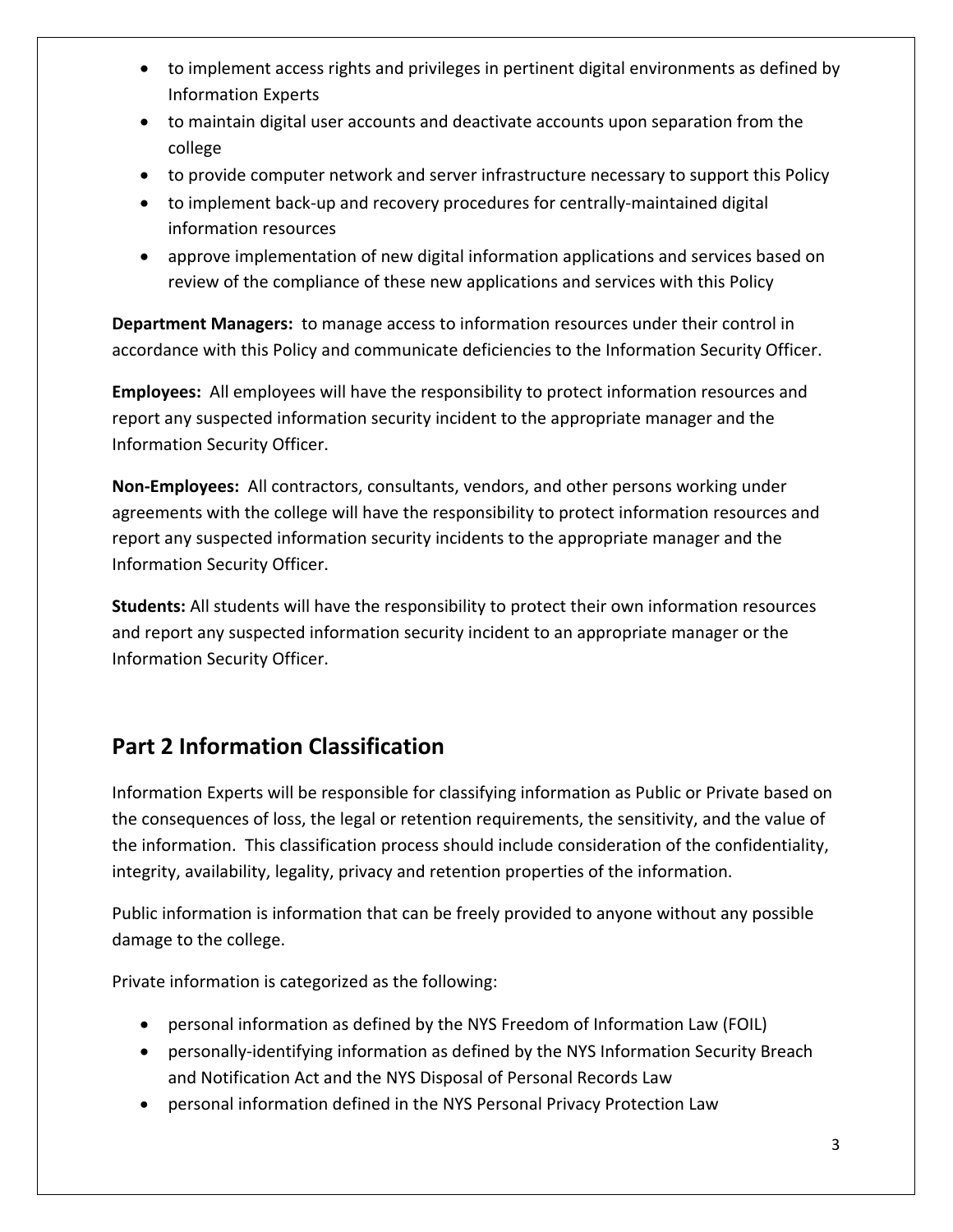- to implement access rights and privileges in pertinent digital environments as defined by Information Experts
- to maintain digital user accounts and deactivate accounts upon separation from the college
- to provide computer network and server infrastructure necessary to support this Policy
- to implement back-up and recovery procedures for centrally-maintained digital information resources
- approve implementation of new digital information applications and services based on review of the compliance of these new applications and services with this Policy

**Department Managers:** to manage access to information resources under their control in accordance with this Policy and communicate deficiencies to the Information Security Officer.

**Employees:** All employees will have the responsibility to protect information resources and report any suspected information security incident to the appropriate manager and the Information Security Officer.

**Non-Employees:** All contractors, consultants, vendors, and other persons working under agreements with the college will have the responsibility to protect information resources and report any suspected information security incidents to the appropriate manager and the Information Security Officer.

**Students:** All students will have the responsibility to protect their own information resources and report any suspected information security incident to an appropriate manager or the Information Security Officer.

## Part 2 Information Classification

Information Experts will be responsible for classifying information as Public or Private based on the consequences of loss, the legal or retention requirements, the sensitivity, and the value of the information. This classification process should include consideration of the confidentiality, integrity, availability, legality, privacy and retention properties of the information.

Public information is information that can be freely provided to anyone without any possible damage to the college.

Private information is categorized as the following:

- personal information as defined by the NYS Freedom of Information Law (FOIL)
- personally-identifying information as defined by the NYS Information Security Breach and Notification Act and the NYS Disposal of Personal Records Law
- personal information defined in the NYS Personal Privacy Protection Law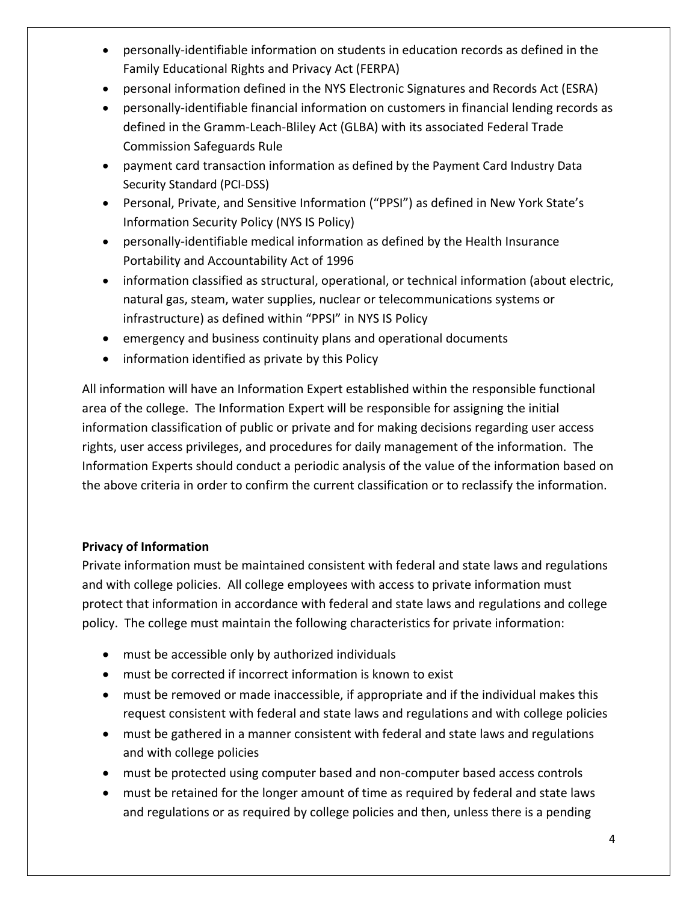- personally-identifiable information on students in education records as defined in the Family Educational Rights and Privacy Act (FERPA)
- personal information defined in the NYS Electronic Signatures and Records Act (ESRA)
- personally-identifiable financial information on customers in financial lending records as defined in the Gramm-Leach-Bliley Act (GLBA) with its associated Federal Trade Commission Safeguards Rule
- payment card transaction information as defined by the Payment Card Industry Data Security Standard (PCI-DSS)
- Personal, Private, and Sensitive Information ("PPSI") as defined in New York State's Information Security Policy (NYS IS Policy)
- personally-identifiable medical information as defined by the Health Insurance Portability and Accountability Act of 1996
- information classified as structural, operational, or technical information (about electric, natural gas, steam, water supplies, nuclear or telecommunications systems or infrastructure) as defined within "PPSI" in NYS IS Policy
- emergency and business continuity plans and operational documents
- information identified as private by this Policy

All information will have an Information Expert established within the responsible functional area of the college. The Information Expert will be responsible for assigning the initial information classification of public or private and for making decisions regarding user access rights, user access privileges, and procedures for daily management of the information. The Information Experts should conduct a periodic analysis of the value of the information based on the above criteria in order to confirm the current classification or to reclassify the information.

**Privacy of Information**

Private information must be maintained consistent with federal and state laws and regulations and with college policies. All college employees with access to private information must protect that information in accordance with federal and state laws and regulations and college policy. The college must maintain the following characteristics for private information:

- must be accessible only by authorized individuals
- must be corrected if incorrect information is known to exist
- must be removed or made inaccessible, if appropriate and if the individual makes this request consistent with federal and state laws and regulations and with college policies
- must be gathered in a manner consistent with federal and state laws and regulations and with college policies
- must be protected using computer based and non-computer based access controls
- must be retained for the longer amount of time as required by federal and state laws and regulations or as required by college policies and then, unless there is a pending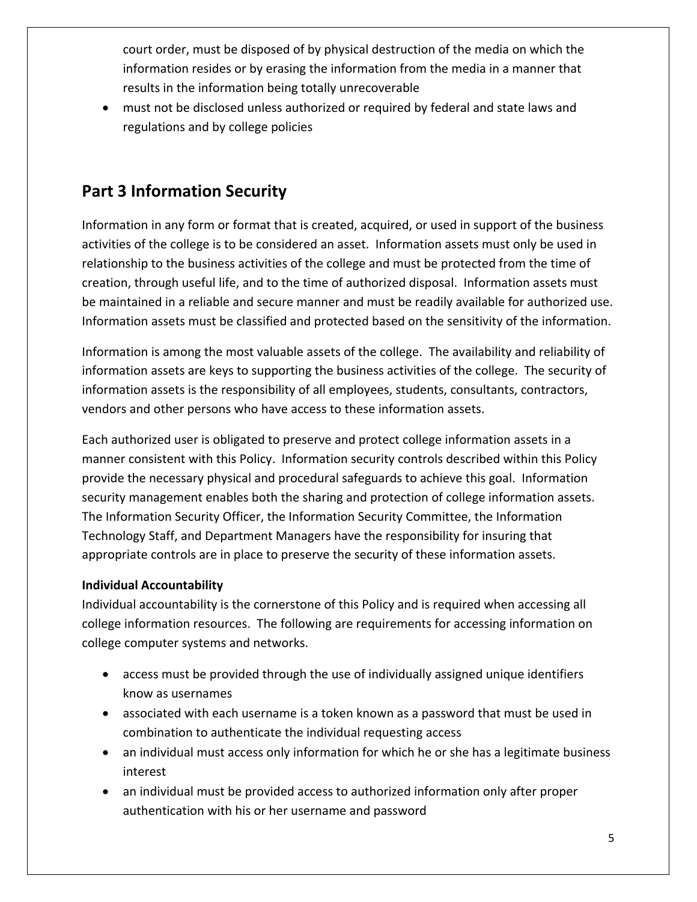court order, must be disposed of by physical destruction of the media on which the information resides or by erasing the information from the media in a manner that results in the information being totally unrecoverable

- must not be disclosed unless authorized or required by federal and state laws and regulations and by college policies

## Part 3 Information Security

Information in any form or format that is created, acquired, or used in support of the business activities of the college is to be considered an asset. Information assets must only be used in relationship to the business activities of the college and must be protected from the time of creation, through useful life, and to the time of authorized disposal. Information assets must be maintained in a reliable and secure manner and must be readily available for authorized use. Information assets must be classified and protected based on the sensitivity of the information.

Information is among the most valuable assets of the college. The availability and reliability of information assets are keys to supporting the business activities of the college. The security of information assets is the responsibility of all employees, students, consultants, contractors, vendors and other persons who have access to these information assets.

Each authorized user is obligated to preserve and protect college information assets in a manner consistent with this Policy. Information security controls described within this Policy provide the necessary physical and procedural safeguards to achieve this goal. Information security management enables both the sharing and protection of college information assets. The Information Security Officer, the Information Security Committee, the Information Technology Staff, and Department Managers have the responsibility for insuring that appropriate controls are in place to preserve the security of these information assets.

**Individual Accountability**

Individual accountability is the cornerstone of this Policy and is required when accessing all college information resources. The following are requirements for accessing information on college computer systems and networks.

- access must be provided through the use of individually assigned unique identifiers know as usernames
- associated with each username is a token known as a password that must be used in combination to authenticate the individual requesting access
- an individual must access only information for which he or she has a legitimate business interest
- an individual must be provided access to authorized information only after proper authentication with his or her username and password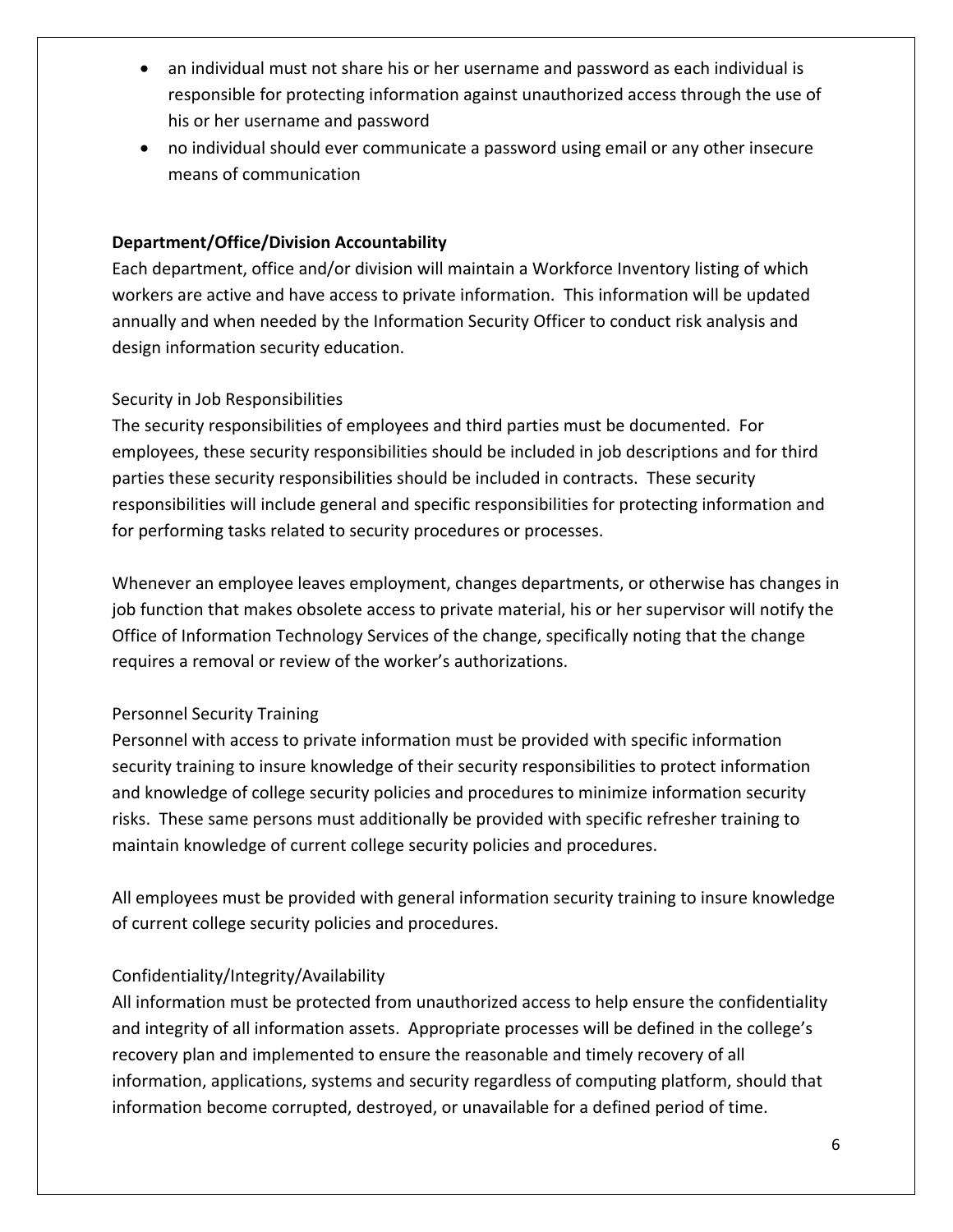- an individual must not share his or her username and password as each individual is responsible for protecting information against unauthorized access through the use of his or her username and password
- no individual should ever communicate a password using email or any other insecure means of communication

**Department/Office/Division Accountability**

Each department, office and/or division will maintain a Workforce Inventory listing of which workers are active and have access to private information. This information will be updated annually and when needed by the Information Security Officer to conduct risk analysis and design information security education.

Security in Job Responsibilities

The security responsibilities of employees and third parties must be documented. For employees, these security responsibilities should be included in job descriptions and for third parties these security responsibilities should be included in contracts. These security responsibilities will include general and specific responsibilities for protecting information and for performing tasks related to security procedures or processes.

Whenever an employee leaves employment, changes departments, or otherwise has changes in job function that makes obsolete access to private material, his or her supervisor will notify the Office of Information Technology Services of the change, specifically noting that the change requires a removal or review of the worker's authorizations.

Personnel Security Training

Personnel with access to private information must be provided with specific information security training to insure knowledge of their security responsibilities to protect information and knowledge of college security policies and procedures to minimize information security risks. These same persons must additionally be provided with specific refresher training to maintain knowledge of current college security policies and procedures.

All employees must be provided with general information security training to insure knowledge of current college security policies and procedures.

Confidentiality/Integrity/Availability

All information must be protected from unauthorized access to help ensure the confidentiality and integrity of all information assets. Appropriate processes will be defined in the college's recovery plan and implemented to ensure the reasonable and timely recovery of all information, applications, systems and security regardless of computing platform, should that information become corrupted, destroyed, or unavailable for a defined period of time.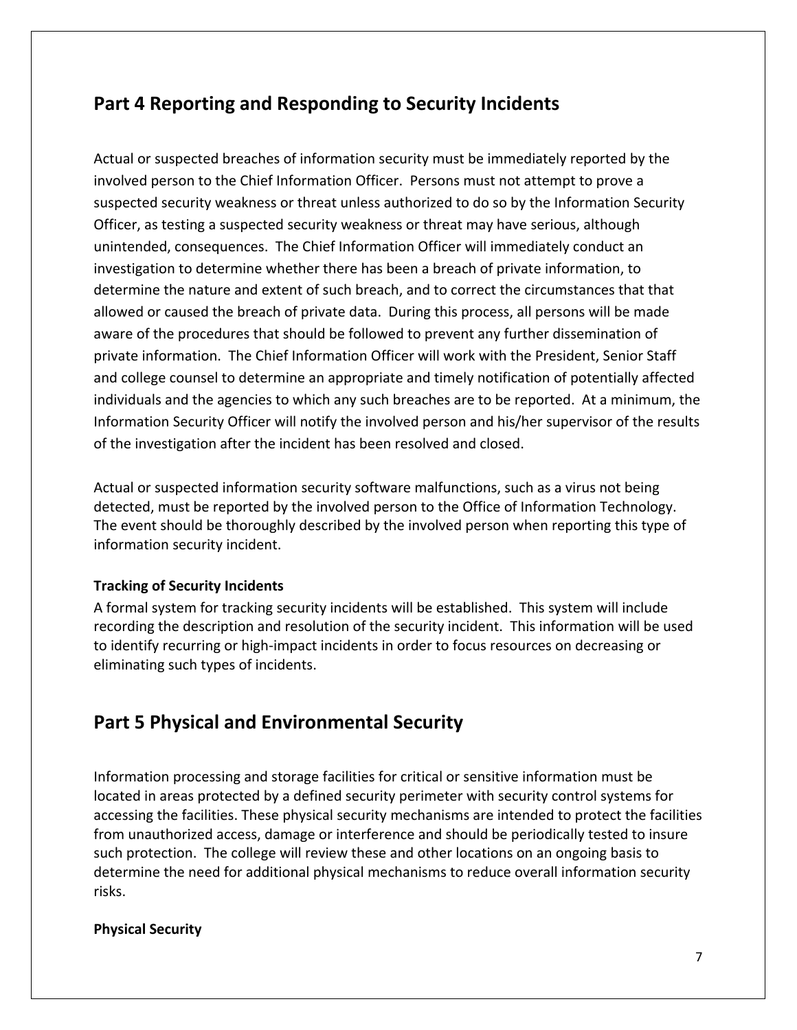## Part 4 Reporting and Responding to Security Incidents

Actual or suspected breaches of information security must be immediately reported by the involved person to the Chief Information Officer. Persons must not attempt to prove a suspected security weakness or threat unless authorized to do so by the Information Security Officer, as testing a suspected security weakness or threat may have serious, although unintended, consequences. The Chief Information Officer will immediately conduct an investigation to determine whether there has been a breach of private information, to determine the nature and extent of such breach, and to correct the circumstances that that allowed or caused the breach of private data. During this process, all persons will be made aware of the procedures that should be followed to prevent any further dissemination of private information. The Chief Information Officer will work with the President, Senior Staff and college counsel to determine an appropriate and timely notification of potentially affected individuals and the agencies to which any such breaches are to be reported. At a minimum, the Information Security Officer will notify the involved person and his/her supervisor of the results of the investigation after the incident has been resolved and closed.

Actual or suspected information security software malfunctions, such as a virus not being detected, must be reported by the involved person to the Office of Information Technology. The event should be thoroughly described by the involved person when reporting this type of information security incident.

**Tracking of Security Incidents**

A formal system for tracking security incidents will be established. This system will include recording the description and resolution of the security incident. This information will be used to identify recurring or high-impact incidents in order to focus resources on decreasing or eliminating such types of incidents.

## Part 5 Physical and Environmental Security

Information processing and storage facilities for critical or sensitive information must be located in areas protected by a defined security perimeter with security control systems for accessing the facilities. These physical security mechanisms are intended to protect the facilities from unauthorized access, damage or interference and should be periodically tested to insure such protection. The college will review these and other locations on an ongoing basis to determine the need for additional physical mechanisms to reduce overall information security risks.

**Physical Security**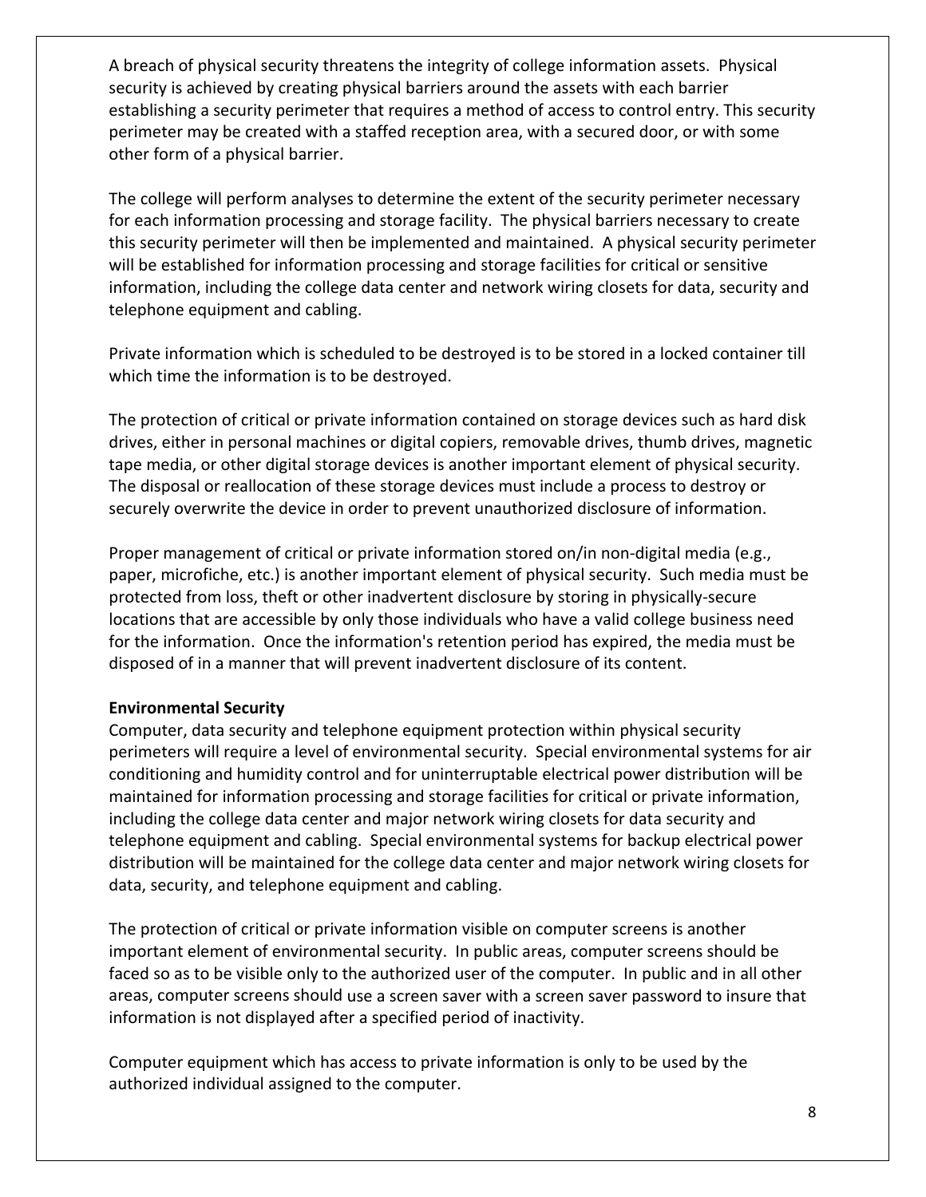A breach of physical security threatens the integrity of college information assets. Physical security is achieved by creating physical barriers around the assets with each barrier establishing a security perimeter that requires a method of access to control entry. This security perimeter may be created with a staffed reception area, with a secured door, or with some other form of a physical barrier.

The college will perform analyses to determine the extent of the security perimeter necessary for each information processing and storage facility. The physical barriers necessary to create this security perimeter will then be implemented and maintained. A physical security perimeter will be established for information processing and storage facilities for critical or sensitive information, including the college data center and network wiring closets for data, security and telephone equipment and cabling.

Private information which is scheduled to be destroyed is to be stored in a locked container till which time the information is to be destroyed.

The protection of critical or private information contained on storage devices such as hard disk drives, either in personal machines or digital copiers, removable drives, thumb drives, magnetic tape media, or other digital storage devices is another important element of physical security. The disposal or reallocation of these storage devices must include a process to destroy or securely overwrite the device in order to prevent unauthorized disclosure of information.

Proper management of critical or private information stored on/in non-digital media (e.g., paper, microfiche, etc.) is another important element of physical security. Such media must be protected from loss, theft or other inadvertent disclosure by storing in physically-secure locations that are accessible by only those individuals who have a valid college business need for the information. Once the information's retention period has expired, the media must be disposed of in a manner that will prevent inadvertent disclosure of its content.

**Environmental Security**

Computer, data security and telephone equipment protection within physical security perimeters will require a level of environmental security. Special environmental systems for air conditioning and humidity control and for uninterruptable electrical power distribution will be maintained for information processing and storage facilities for critical or private information, including the college data center and major network wiring closets for data security and telephone equipment and cabling. Special environmental systems for backup electrical power distribution will be maintained for the college data center and major network wiring closets for data, security, and telephone equipment and cabling.

The protection of critical or private information visible on computer screens is another important element of environmental security. In public areas, computer screens should be faced so as to be visible only to the authorized user of the computer. In public and in all other areas, computer screens should use a screen saver with a screen saver password to insure that information is not displayed after a specified period of inactivity.

Computer equipment which has access to private information is only to be used by the authorized individual assigned to the computer.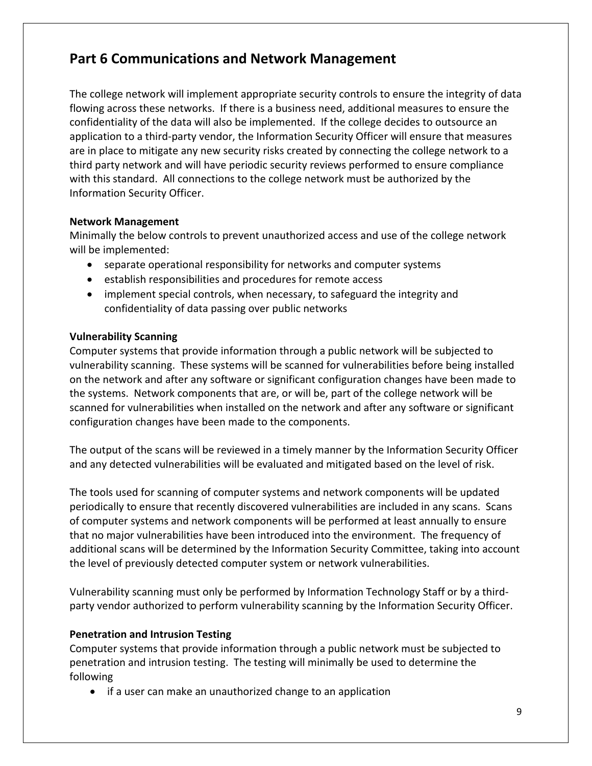## Part 6 Communications and Network Management

The college network will implement appropriate security controls to ensure the integrity of data flowing across these networks. If there is a business need, additional measures to ensure the confidentiality of the data will also be implemented. If the college decides to outsource an application to a third-party vendor, the Information Security Officer will ensure that measures are in place to mitigate any new security risks created by connecting the college network to a third party network and will have periodic security reviews performed to ensure compliance with this standard. All connections to the college network must be authorized by the Information Security Officer.

**Network Management**

Minimally the below controls to prevent unauthorized access and use of the college network will be implemented:

- separate operational responsibility for networks and computer systems
- establish responsibilities and procedures for remote access
- implement special controls, when necessary, to safeguard the integrity and confidentiality of data passing over public networks

**Vulnerability Scanning**

Computer systems that provide information through a public network will be subjected to vulnerability scanning. These systems will be scanned for vulnerabilities before being installed on the network and after any software or significant configuration changes have been made to the systems. Network components that are, or will be, part of the college network will be scanned for vulnerabilities when installed on the network and after any software or significant configuration changes have been made to the components.

The output of the scans will be reviewed in a timely manner by the Information Security Officer and any detected vulnerabilities will be evaluated and mitigated based on the level of risk.

The tools used for scanning of computer systems and network components will be updated periodically to ensure that recently discovered vulnerabilities are included in any scans. Scans of computer systems and network components will be performed at least annually to ensure that no major vulnerabilities have been introduced into the environment. The frequency of additional scans will be determined by the Information Security Committee, taking into account the level of previously detected computer system or network vulnerabilities.

Vulnerability scanning must only be performed by Information Technology Staff or by a third-party vendor authorized to perform vulnerability scanning by the Information Security Officer.

**Penetration and Intrusion Testing**

Computer systems that provide information through a public network must be subjected to penetration and intrusion testing. The testing will minimally be used to determine the following

- if a user can make an unauthorized change to an application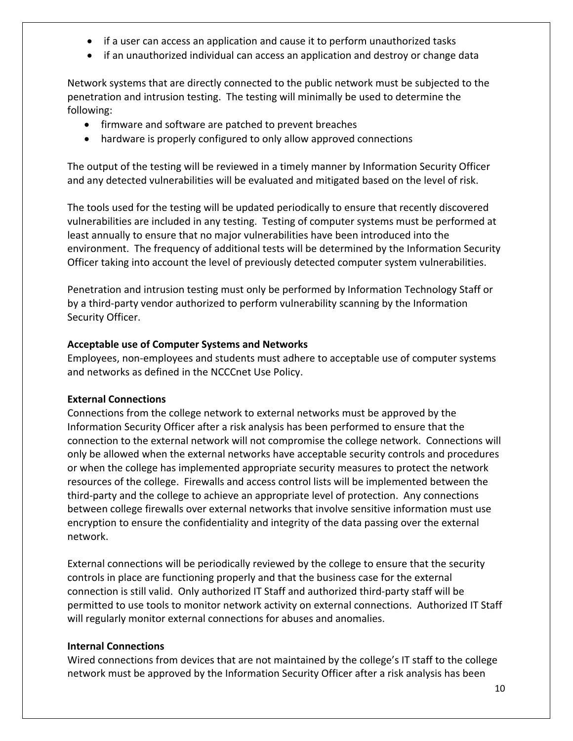- if a user can access an application and cause it to perform unauthorized tasks
- if an unauthorized individual can access an application and destroy or change data

Network systems that are directly connected to the public network must be subjected to the penetration and intrusion testing. The testing will minimally be used to determine the following:

- firmware and software are patched to prevent breaches
- hardware is properly configured to only allow approved connections

The output of the testing will be reviewed in a timely manner by Information Security Officer and any detected vulnerabilities will be evaluated and mitigated based on the level of risk.

The tools used for the testing will be updated periodically to ensure that recently discovered vulnerabilities are included in any testing. Testing of computer systems must be performed at least annually to ensure that no major vulnerabilities have been introduced into the environment. The frequency of additional tests will be determined by the Information Security Officer taking into account the level of previously detected computer system vulnerabilities.

Penetration and intrusion testing must only be performed by Information Technology Staff or by a third-party vendor authorized to perform vulnerability scanning by the Information Security Officer.

**Acceptable use of Computer Systems and Networks**

Employees, non-employees and students must adhere to acceptable use of computer systems and networks as defined in the NCCCnet Use Policy.

**External Connections**

Connections from the college network to external networks must be approved by the Information Security Officer after a risk analysis has been performed to ensure that the connection to the external network will not compromise the college network. Connections will only be allowed when the external networks have acceptable security controls and procedures or when the college has implemented appropriate security measures to protect the network resources of the college. Firewalls and access control lists will be implemented between the third-party and the college to achieve an appropriate level of protection. Any connections between college firewalls over external networks that involve sensitive information must use encryption to ensure the confidentiality and integrity of the data passing over the external network.

External connections will be periodically reviewed by the college to ensure that the security controls in place are functioning properly and that the business case for the external connection is still valid. Only authorized IT Staff and authorized third-party staff will be permitted to use tools to monitor network activity on external connections. Authorized IT Staff will regularly monitor external connections for abuses and anomalies.

**Internal Connections**

Wired connections from devices that are not maintained by the college's IT staff to the college network must be approved by the Information Security Officer after a risk analysis has been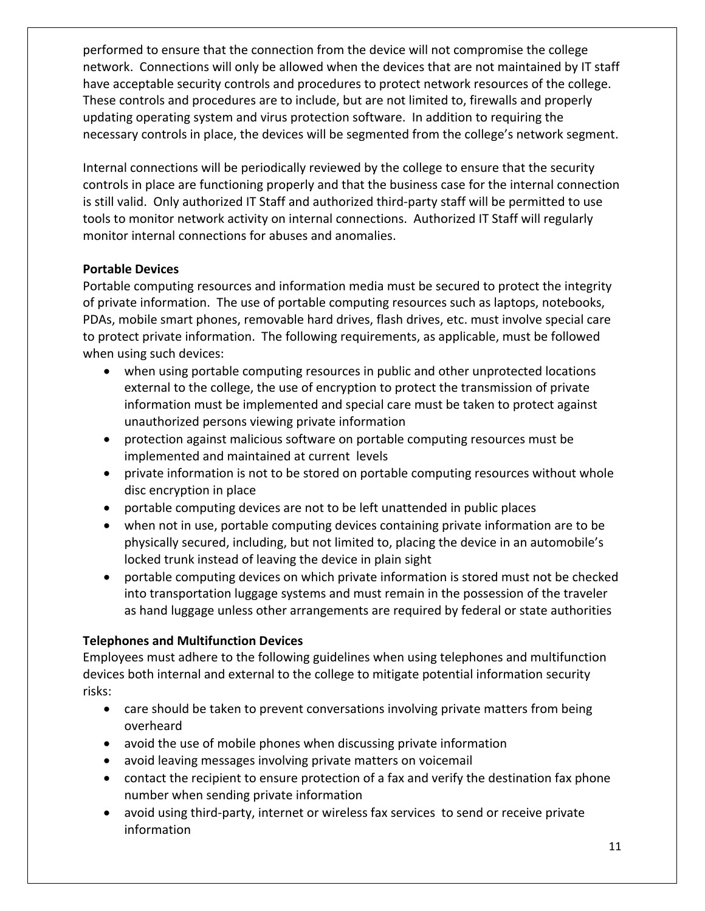performed to ensure that the connection from the device will not compromise the college network. Connections will only be allowed when the devices that are not maintained by IT staff have acceptable security controls and procedures to protect network resources of the college. These controls and procedures are to include, but are not limited to, firewalls and properly updating operating system and virus protection software. In addition to requiring the necessary controls in place, the devices will be segmented from the college's network segment.

Internal connections will be periodically reviewed by the college to ensure that the security controls in place are functioning properly and that the business case for the internal connection is still valid. Only authorized IT Staff and authorized third-party staff will be permitted to use tools to monitor network activity on internal connections. Authorized IT Staff will regularly monitor internal connections for abuses and anomalies.

**Portable Devices**

Portable computing resources and information media must be secured to protect the integrity of private information. The use of portable computing resources such as laptops, notebooks, PDAs, mobile smart phones, removable hard drives, flash drives, etc. must involve special care to protect private information. The following requirements, as applicable, must be followed when using such devices:

- when using portable computing resources in public and other unprotected locations external to the college, the use of encryption to protect the transmission of private information must be implemented and special care must be taken to protect against unauthorized persons viewing private information
- protection against malicious software on portable computing resources must be implemented and maintained at current levels
- private information is not to be stored on portable computing resources without whole disc encryption in place
- portable computing devices are not to be left unattended in public places
- when not in use, portable computing devices containing private information are to be physically secured, including, but not limited to, placing the device in an automobile's locked trunk instead of leaving the device in plain sight
- portable computing devices on which private information is stored must not be checked into transportation luggage systems and must remain in the possession of the traveler as hand luggage unless other arrangements are required by federal or state authorities

**Telephones and Multifunction Devices**

Employees must adhere to the following guidelines when using telephones and multifunction devices both internal and external to the college to mitigate potential information security risks:

- care should be taken to prevent conversations involving private matters from being overheard
- avoid the use of mobile phones when discussing private information
- avoid leaving messages involving private matters on voicemail
- contact the recipient to ensure protection of a fax and verify the destination fax phone number when sending private information
- avoid using third-party, internet or wireless fax services to send or receive private information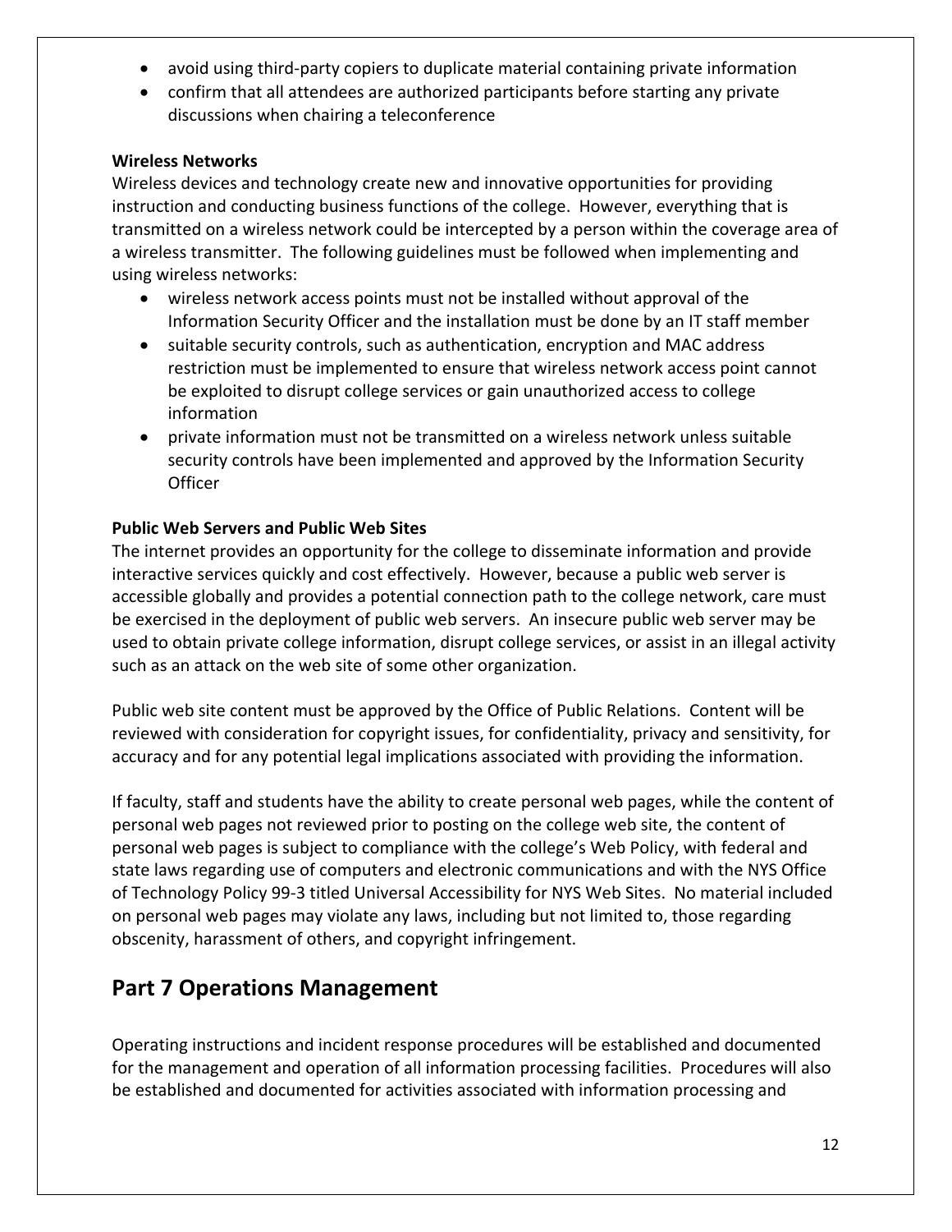- avoid using third-party copiers to duplicate material containing private information
- confirm that all attendees are authorized participants before starting any private discussions when chairing a teleconference

**Wireless Networks**

Wireless devices and technology create new and innovative opportunities for providing instruction and conducting business functions of the college. However, everything that is transmitted on a wireless network could be intercepted by a person within the coverage area of a wireless transmitter. The following guidelines must be followed when implementing and using wireless networks:

- wireless network access points must not be installed without approval of the Information Security Officer and the installation must be done by an IT staff member
- suitable security controls, such as authentication, encryption and MAC address restriction must be implemented to ensure that wireless network access point cannot be exploited to disrupt college services or gain unauthorized access to college information
- private information must not be transmitted on a wireless network unless suitable security controls have been implemented and approved by the Information Security Officer

**Public Web Servers and Public Web Sites**

The internet provides an opportunity for the college to disseminate information and provide interactive services quickly and cost effectively. However, because a public web server is accessible globally and provides a potential connection path to the college network, care must be exercised in the deployment of public web servers. An insecure public web server may be used to obtain private college information, disrupt college services, or assist in an illegal activity such as an attack on the web site of some other organization.

Public web site content must be approved by the Office of Public Relations. Content will be reviewed with consideration for copyright issues, for confidentiality, privacy and sensitivity, for accuracy and for any potential legal implications associated with providing the information.

If faculty, staff and students have the ability to create personal web pages, while the content of personal web pages not reviewed prior to posting on the college web site, the content of personal web pages is subject to compliance with the college's Web Policy, with federal and state laws regarding use of computers and electronic communications and with the NYS Office of Technology Policy 99-3 titled Universal Accessibility for NYS Web Sites. No material included on personal web pages may violate any laws, including but not limited to, those regarding obscenity, harassment of others, and copyright infringement.

## Part 7 Operations Management

Operating instructions and incident response procedures will be established and documented for the management and operation of all information processing facilities. Procedures will also be established and documented for activities associated with information processing and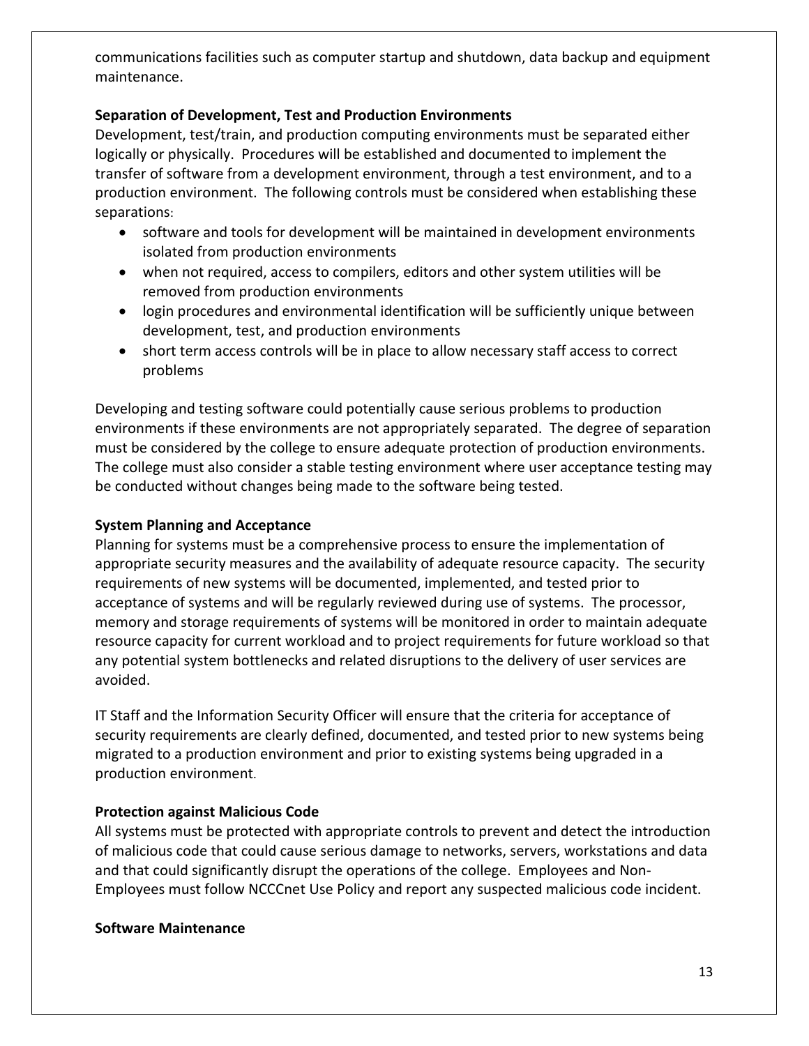communications facilities such as computer startup and shutdown, data backup and equipment maintenance.

**Separation of Development, Test and Production Environments**

Development, test/train, and production computing environments must be separated either logically or physically. Procedures will be established and documented to implement the transfer of software from a development environment, through a test environment, and to a production environment. The following controls must be considered when establishing these separations:

- software and tools for development will be maintained in development environments isolated from production environments
- when not required, access to compilers, editors and other system utilities will be removed from production environments
- login procedures and environmental identification will be sufficiently unique between development, test, and production environments
- short term access controls will be in place to allow necessary staff access to correct problems

Developing and testing software could potentially cause serious problems to production environments if these environments are not appropriately separated. The degree of separation must be considered by the college to ensure adequate protection of production environments. The college must also consider a stable testing environment where user acceptance testing may be conducted without changes being made to the software being tested.

**System Planning and Acceptance**

Planning for systems must be a comprehensive process to ensure the implementation of appropriate security measures and the availability of adequate resource capacity. The security requirements of new systems will be documented, implemented, and tested prior to acceptance of systems and will be regularly reviewed during use of systems. The processor, memory and storage requirements of systems will be monitored in order to maintain adequate resource capacity for current workload and to project requirements for future workload so that any potential system bottlenecks and related disruptions to the delivery of user services are avoided.

IT Staff and the Information Security Officer will ensure that the criteria for acceptance of security requirements are clearly defined, documented, and tested prior to new systems being migrated to a production environment and prior to existing systems being upgraded in a production environment.

**Protection against Malicious Code**

All systems must be protected with appropriate controls to prevent and detect the introduction of malicious code that could cause serious damage to networks, servers, workstations and data and that could significantly disrupt the operations of the college. Employees and Non-Employees must follow NCCCnet Use Policy and report any suspected malicious code incident.

**Software Maintenance**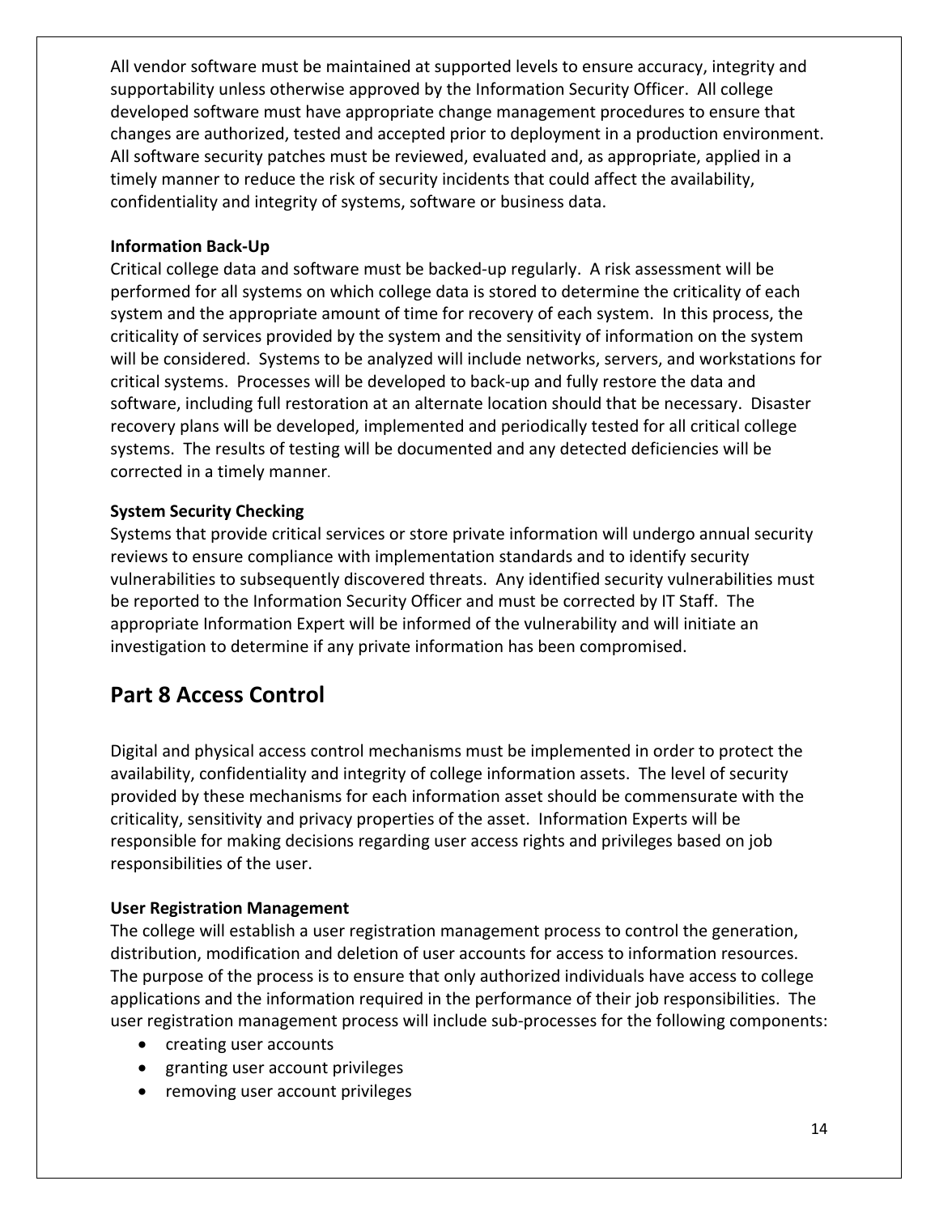All vendor software must be maintained at supported levels to ensure accuracy, integrity and supportability unless otherwise approved by the Information Security Officer. All college developed software must have appropriate change management procedures to ensure that changes are authorized, tested and accepted prior to deployment in a production environment. All software security patches must be reviewed, evaluated and, as appropriate, applied in a timely manner to reduce the risk of security incidents that could affect the availability, confidentiality and integrity of systems, software or business data.

**Information Back-Up**

Critical college data and software must be backed-up regularly. A risk assessment will be performed for all systems on which college data is stored to determine the criticality of each system and the appropriate amount of time for recovery of each system. In this process, the criticality of services provided by the system and the sensitivity of information on the system will be considered. Systems to be analyzed will include networks, servers, and workstations for critical systems. Processes will be developed to back-up and fully restore the data and software, including full restoration at an alternate location should that be necessary. Disaster recovery plans will be developed, implemented and periodically tested for all critical college systems. The results of testing will be documented and any detected deficiencies will be corrected in a timely manner.

**System Security Checking**

Systems that provide critical services or store private information will undergo annual security reviews to ensure compliance with implementation standards and to identify security vulnerabilities to subsequently discovered threats. Any identified security vulnerabilities must be reported to the Information Security Officer and must be corrected by IT Staff. The appropriate Information Expert will be informed of the vulnerability and will initiate an investigation to determine if any private information has been compromised.

## Part 8 Access Control

Digital and physical access control mechanisms must be implemented in order to protect the availability, confidentiality and integrity of college information assets. The level of security provided by these mechanisms for each information asset should be commensurate with the criticality, sensitivity and privacy properties of the asset. Information Experts will be responsible for making decisions regarding user access rights and privileges based on job responsibilities of the user.

**User Registration Management**

The college will establish a user registration management process to control the generation, distribution, modification and deletion of user accounts for access to information resources. The purpose of the process is to ensure that only authorized individuals have access to college applications and the information required in the performance of their job responsibilities. The user registration management process will include sub-processes for the following components:

- creating user accounts
- granting user account privileges
- removing user account privileges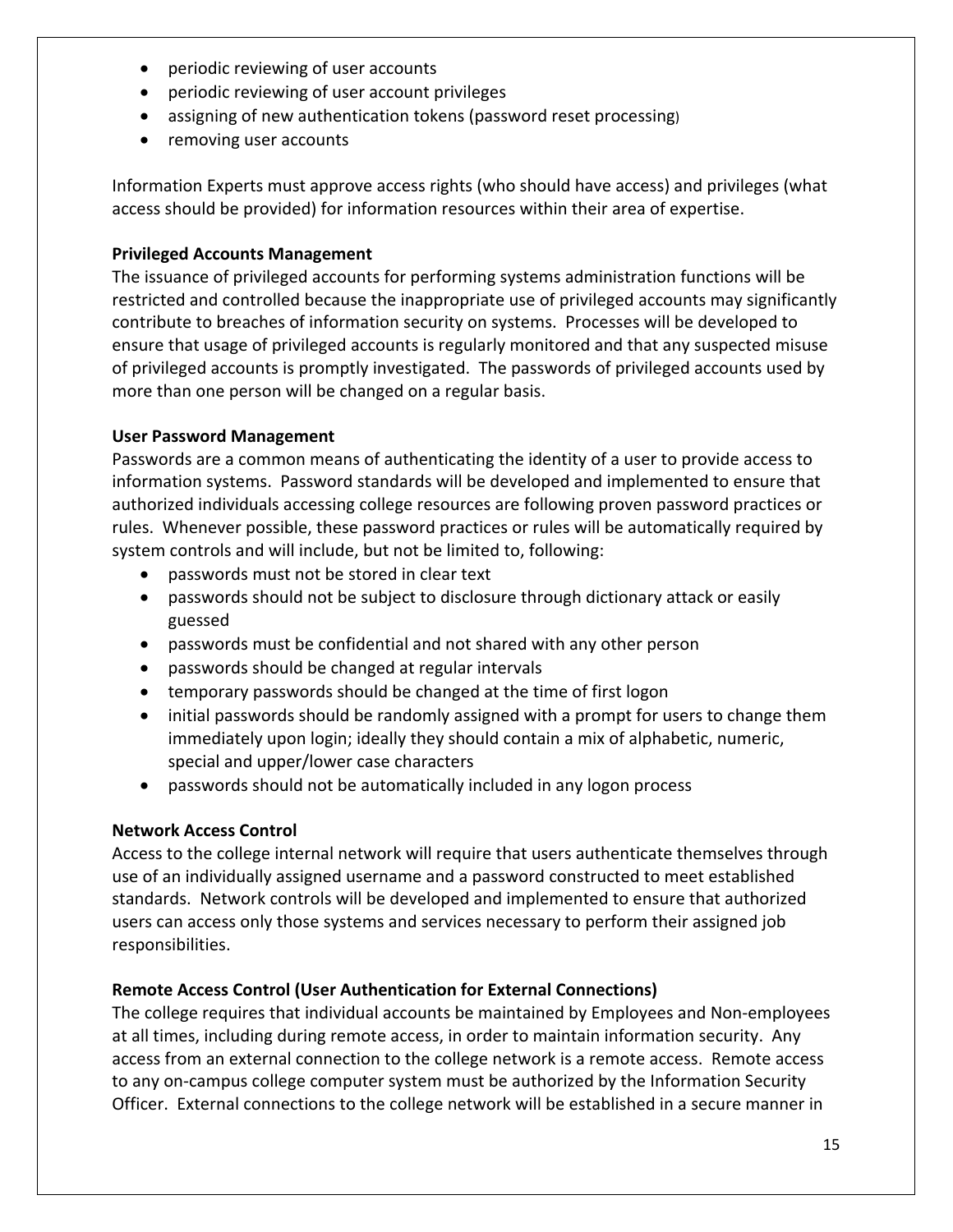- periodic reviewing of user accounts
- periodic reviewing of user account privileges
- assigning of new authentication tokens (password reset processing)
- removing user accounts

Information Experts must approve access rights (who should have access) and privileges (what access should be provided) for information resources within their area of expertise.

**Privileged Accounts Management**

The issuance of privileged accounts for performing systems administration functions will be restricted and controlled because the inappropriate use of privileged accounts may significantly contribute to breaches of information security on systems. Processes will be developed to ensure that usage of privileged accounts is regularly monitored and that any suspected misuse of privileged accounts is promptly investigated. The passwords of privileged accounts used by more than one person will be changed on a regular basis.

**User Password Management**

Passwords are a common means of authenticating the identity of a user to provide access to information systems. Password standards will be developed and implemented to ensure that authorized individuals accessing college resources are following proven password practices or rules. Whenever possible, these password practices or rules will be automatically required by system controls and will include, but not be limited to, following:

- passwords must not be stored in clear text
- passwords should not be subject to disclosure through dictionary attack or easily guessed
- passwords must be confidential and not shared with any other person
- passwords should be changed at regular intervals
- temporary passwords should be changed at the time of first logon
- initial passwords should be randomly assigned with a prompt for users to change them immediately upon login; ideally they should contain a mix of alphabetic, numeric, special and upper/lower case characters
- passwords should not be automatically included in any logon process

**Network Access Control**

Access to the college internal network will require that users authenticate themselves through use of an individually assigned username and a password constructed to meet established standards. Network controls will be developed and implemented to ensure that authorized users can access only those systems and services necessary to perform their assigned job responsibilities.

**Remote Access Control (User Authentication for External Connections)**

The college requires that individual accounts be maintained by Employees and Non-employees at all times, including during remote access, in order to maintain information security. Any access from an external connection to the college network is a remote access. Remote access to any on-campus college computer system must be authorized by the Information Security Officer. External connections to the college network will be established in a secure manner in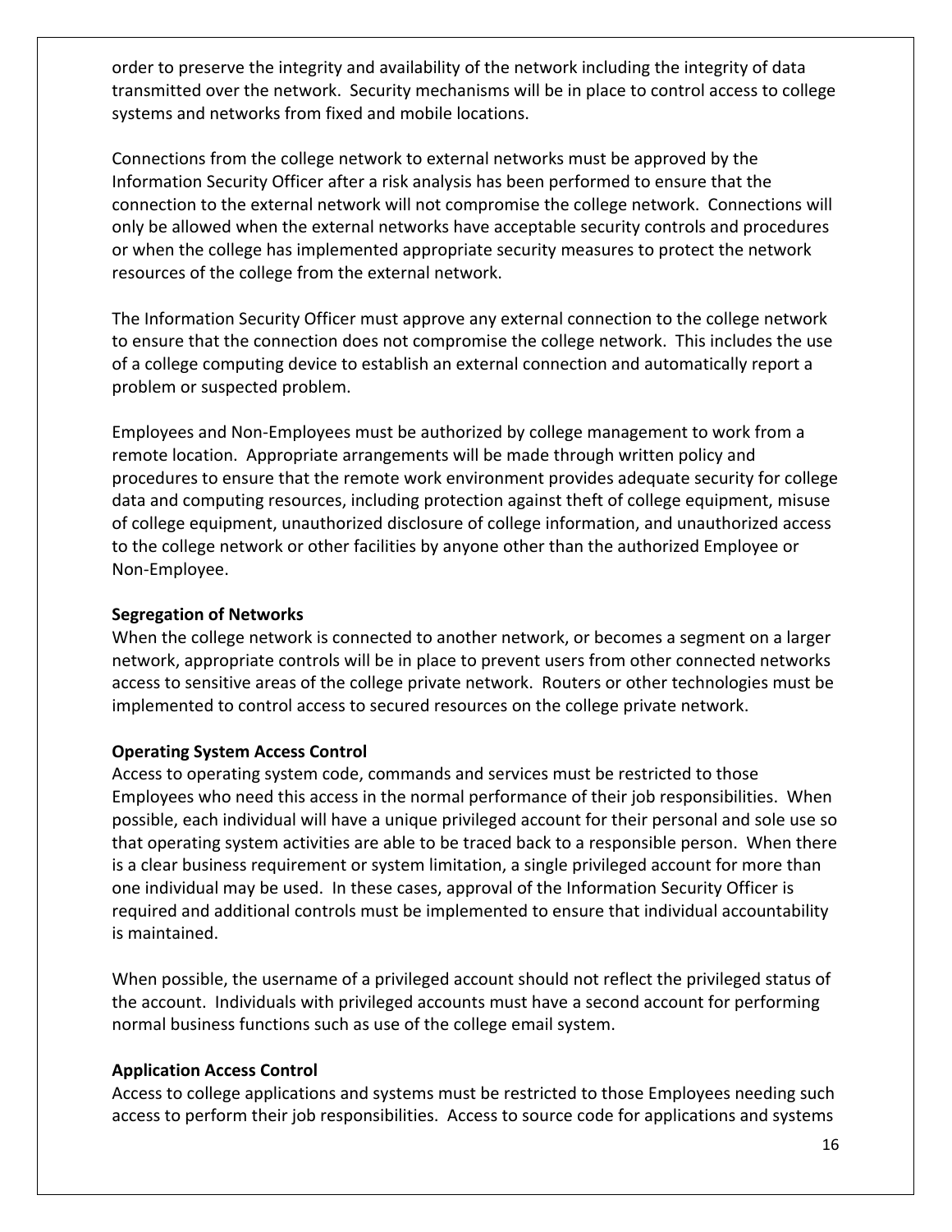order to preserve the integrity and availability of the network including the integrity of data transmitted over the network. Security mechanisms will be in place to control access to college systems and networks from fixed and mobile locations.

Connections from the college network to external networks must be approved by the Information Security Officer after a risk analysis has been performed to ensure that the connection to the external network will not compromise the college network. Connections will only be allowed when the external networks have acceptable security controls and procedures or when the college has implemented appropriate security measures to protect the network resources of the college from the external network.

The Information Security Officer must approve any external connection to the college network to ensure that the connection does not compromise the college network. This includes the use of a college computing device to establish an external connection and automatically report a problem or suspected problem.

Employees and Non-Employees must be authorized by college management to work from a remote location. Appropriate arrangements will be made through written policy and procedures to ensure that the remote work environment provides adequate security for college data and computing resources, including protection against theft of college equipment, misuse of college equipment, unauthorized disclosure of college information, and unauthorized access to the college network or other facilities by anyone other than the authorized Employee or Non-Employee.

**Segregation of Networks**

When the college network is connected to another network, or becomes a segment on a larger network, appropriate controls will be in place to prevent users from other connected networks access to sensitive areas of the college private network. Routers or other technologies must be implemented to control access to secured resources on the college private network.

**Operating System Access Control**

Access to operating system code, commands and services must be restricted to those Employees who need this access in the normal performance of their job responsibilities. When possible, each individual will have a unique privileged account for their personal and sole use so that operating system activities are able to be traced back to a responsible person. When there is a clear business requirement or system limitation, a single privileged account for more than one individual may be used. In these cases, approval of the Information Security Officer is required and additional controls must be implemented to ensure that individual accountability is maintained.

When possible, the username of a privileged account should not reflect the privileged status of the account. Individuals with privileged accounts must have a second account for performing normal business functions such as use of the college email system.

**Application Access Control**

Access to college applications and systems must be restricted to those Employees needing such access to perform their job responsibilities. Access to source code for applications and systems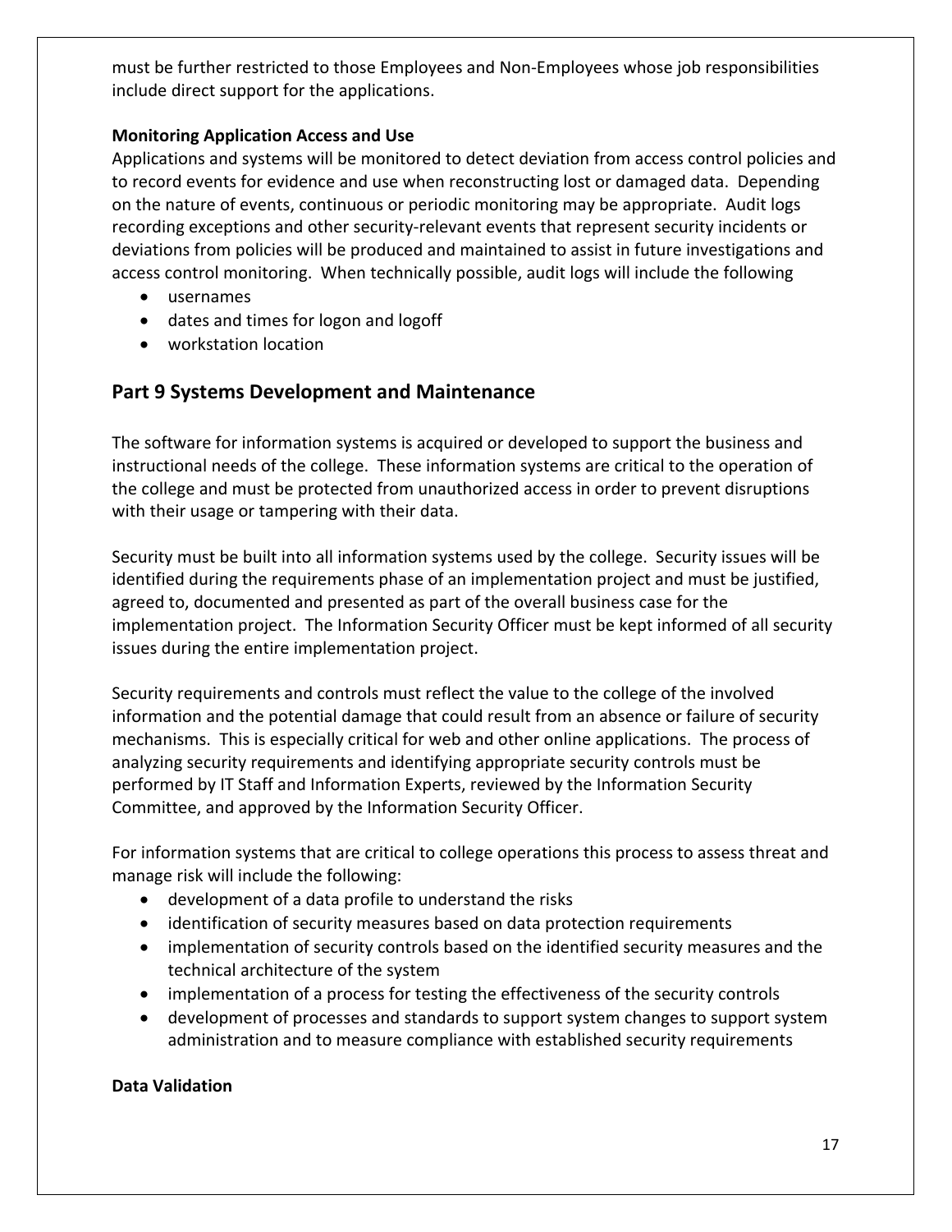must be further restricted to those Employees and Non-Employees whose job responsibilities include direct support for the applications.

**Monitoring Application Access and Use**

Applications and systems will be monitored to detect deviation from access control policies and to record events for evidence and use when reconstructing lost or damaged data. Depending on the nature of events, continuous or periodic monitoring may be appropriate. Audit logs recording exceptions and other security-relevant events that represent security incidents or deviations from policies will be produced and maintained to assist in future investigations and access control monitoring. When technically possible, audit logs will include the following

- usernames
- dates and times for logon and logoff
- workstation location

## Part 9 Systems Development and Maintenance

The software for information systems is acquired or developed to support the business and instructional needs of the college. These information systems are critical to the operation of the college and must be protected from unauthorized access in order to prevent disruptions with their usage or tampering with their data.

Security must be built into all information systems used by the college. Security issues will be identified during the requirements phase of an implementation project and must be justified, agreed to, documented and presented as part of the overall business case for the implementation project. The Information Security Officer must be kept informed of all security issues during the entire implementation project.

Security requirements and controls must reflect the value to the college of the involved information and the potential damage that could result from an absence or failure of security mechanisms. This is especially critical for web and other online applications. The process of analyzing security requirements and identifying appropriate security controls must be performed by IT Staff and Information Experts, reviewed by the Information Security Committee, and approved by the Information Security Officer.

For information systems that are critical to college operations this process to assess threat and manage risk will include the following:

- development of a data profile to understand the risks
- identification of security measures based on data protection requirements
- implementation of security controls based on the identified security measures and the technical architecture of the system
- implementation of a process for testing the effectiveness of the security controls
- development of processes and standards to support system changes to support system administration and to measure compliance with established security requirements

**Data Validation**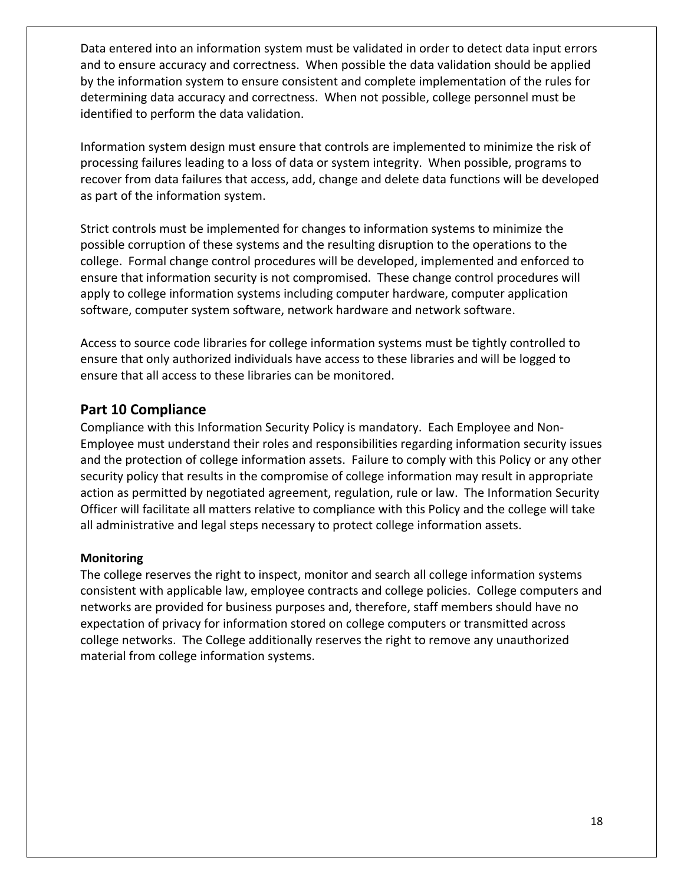Data entered into an information system must be validated in order to detect data input errors and to ensure accuracy and correctness. When possible the data validation should be applied by the information system to ensure consistent and complete implementation of the rules for determining data accuracy and correctness. When not possible, college personnel must be identified to perform the data validation.

Information system design must ensure that controls are implemented to minimize the risk of processing failures leading to a loss of data or system integrity. When possible, programs to recover from data failures that access, add, change and delete data functions will be developed as part of the information system.

Strict controls must be implemented for changes to information systems to minimize the possible corruption of these systems and the resulting disruption to the operations to the college. Formal change control procedures will be developed, implemented and enforced to ensure that information security is not compromised. These change control procedures will apply to college information systems including computer hardware, computer application software, computer system software, network hardware and network software.

Access to source code libraries for college information systems must be tightly controlled to ensure that only authorized individuals have access to these libraries and will be logged to ensure that all access to these libraries can be monitored.

## Part 10 Compliance

Compliance with this Information Security Policy is mandatory. Each Employee and Non-Employee must understand their roles and responsibilities regarding information security issues and the protection of college information assets. Failure to comply with this Policy or any other security policy that results in the compromise of college information may result in appropriate action as permitted by negotiated agreement, regulation, rule or law. The Information Security Officer will facilitate all matters relative to compliance with this Policy and the college will take all administrative and legal steps necessary to protect college information assets.

### Monitoring

The college reserves the right to inspect, monitor and search all college information systems consistent with applicable law, employee contracts and college policies. College computers and networks are provided for business purposes and, therefore, staff members should have no expectation of privacy for information stored on college computers or transmitted across college networks. The College additionally reserves the right to remove any unauthorized material from college information systems.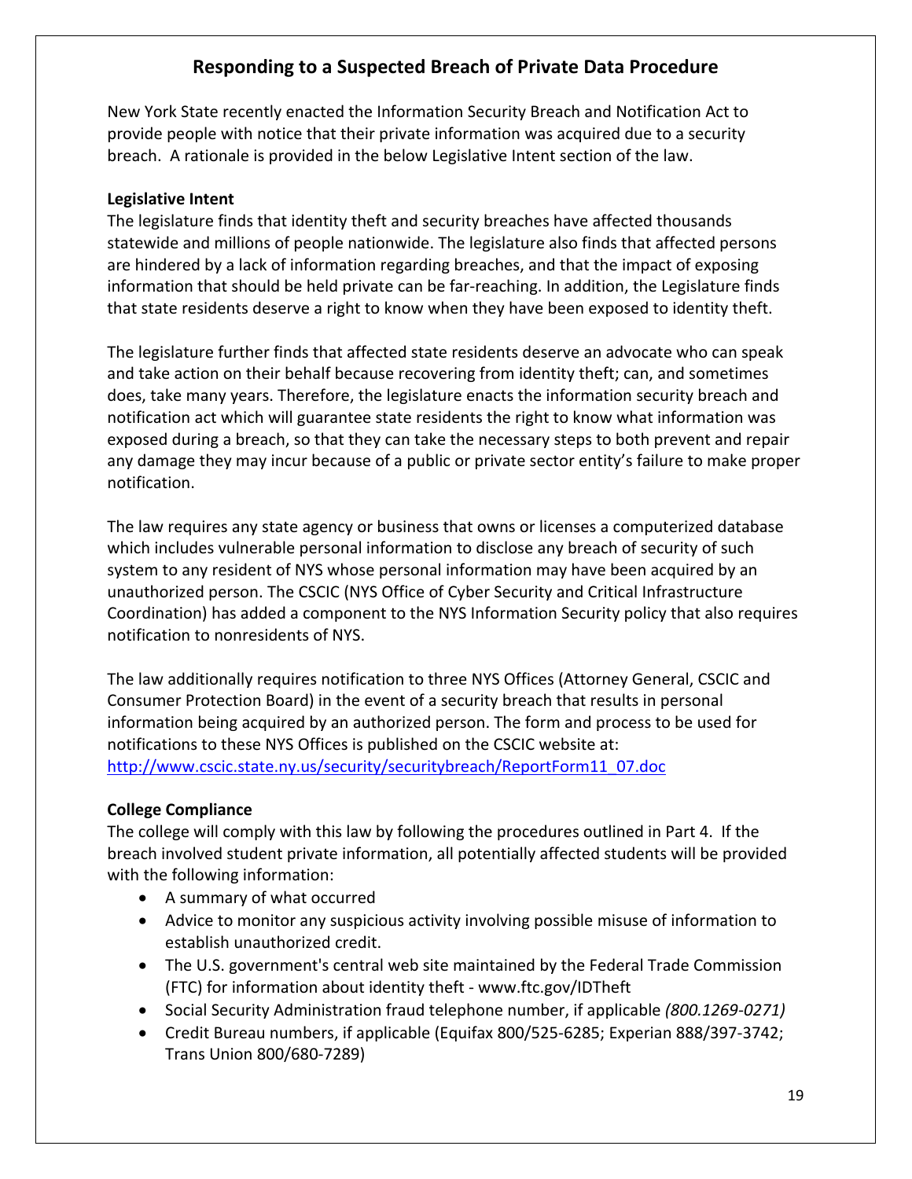## Responding to a Suspected Breach of Private Data Procedure

New York State recently enacted the Information Security Breach and Notification Act to provide people with notice that their private information was acquired due to a security breach. A rationale is provided in the below Legislative Intent section of the law.

**Legislative Intent**
The legislature finds that identity theft and security breaches have affected thousands statewide and millions of people nationwide. The legislature also finds that affected persons are hindered by a lack of information regarding breaches, and that the impact of exposing information that should be held private can be far-reaching. In addition, the Legislature finds that state residents deserve a right to know when they have been exposed to identity theft.

The legislature further finds that affected state residents deserve an advocate who can speak and take action on their behalf because recovering from identity theft; can, and sometimes does, take many years. Therefore, the legislature enacts the information security breach and notification act which will guarantee state residents the right to know what information was exposed during a breach, so that they can take the necessary steps to both prevent and repair any damage they may incur because of a public or private sector entity's failure to make proper notification.

The law requires any state agency or business that owns or licenses a computerized database which includes vulnerable personal information to disclose any breach of security of such system to any resident of NYS whose personal information may have been acquired by an unauthorized person. The CSCIC (NYS Office of Cyber Security and Critical Infrastructure Coordination) has added a component to the NYS Information Security policy that also requires notification to nonresidents of NYS.

The law additionally requires notification to three NYS Offices (Attorney General, CSCIC and Consumer Protection Board) in the event of a security breach that results in personal information being acquired by an authorized person. The form and process to be used for notifications to these NYS Offices is published on the CSCIC website at: [http://www.cscic.state.ny.us/security/securitybreach/ReportForm11_07.doc](http://www.cscic.state.ny.us/security/securitybreach/ReportForm11_07.doc)

**College Compliance**
The college will comply with this law by following the procedures outlined in Part 4. If the breach involved student private information, all potentially affected students will be provided with the following information:

- A summary of what occurred
- Advice to monitor any suspicious activity involving possible misuse of information to establish unauthorized credit.
- The U.S. government's central web site maintained by the Federal Trade Commission (FTC) for information about identity theft - www.ftc.gov/IDTheft
- Social Security Administration fraud telephone number, if applicable *(800.1269-0271)*
- Credit Bureau numbers, if applicable (Equifax 800/525-6285; Experian 888/397-3742; Trans Union 800/680-7289)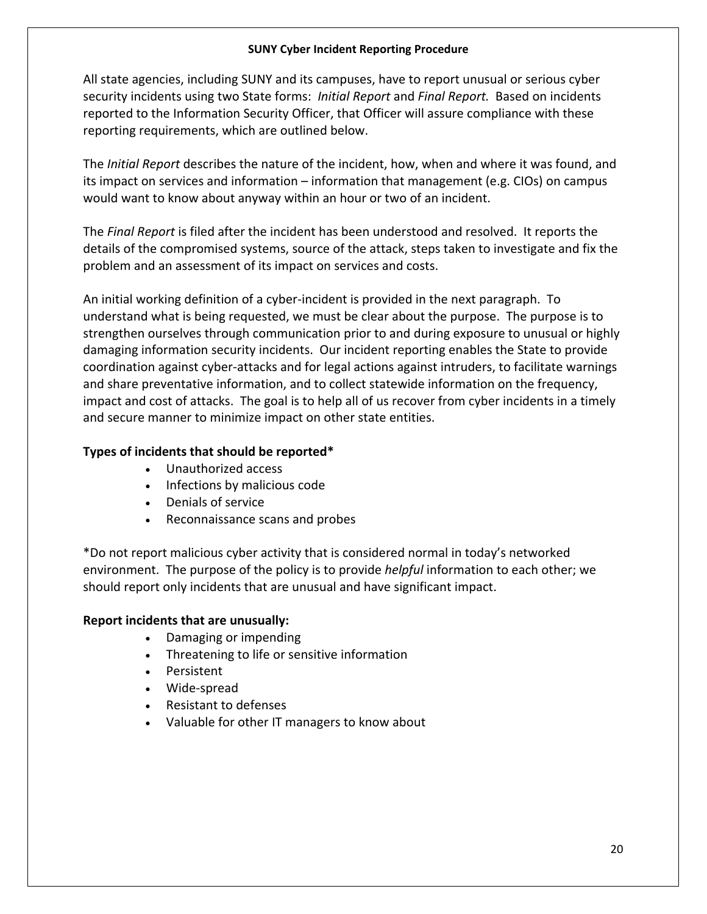## SUNY Cyber Incident Reporting Procedure

All state agencies, including SUNY and its campuses, have to report unusual or serious cyber security incidents using two State forms: *Initial Report* and *Final Report.* Based on incidents reported to the Information Security Officer, that Officer will assure compliance with these reporting requirements, which are outlined below.

The *Initial Report* describes the nature of the incident, how, when and where it was found, and its impact on services and information – information that management (e.g. CIOs) on campus would want to know about anyway within an hour or two of an incident.

The *Final Report* is filed after the incident has been understood and resolved. It reports the details of the compromised systems, source of the attack, steps taken to investigate and fix the problem and an assessment of its impact on services and costs.

An initial working definition of a cyber-incident is provided in the next paragraph. To understand what is being requested, we must be clear about the purpose. The purpose is to strengthen ourselves through communication prior to and during exposure to unusual or highly damaging information security incidents. Our incident reporting enables the State to provide coordination against cyber-attacks and for legal actions against intruders, to facilitate warnings and share preventative information, and to collect statewide information on the frequency, impact and cost of attacks. The goal is to help all of us recover from cyber incidents in a timely and secure manner to minimize impact on other state entities.

**Types of incidents that should be reported***

- Unauthorized access
- Infections by malicious code
- Denials of service
- Reconnaissance scans and probes

*Do not report malicious cyber activity that is considered normal in today's networked environment. The purpose of the policy is to provide *helpful* information to each other; we should report only incidents that are unusual and have significant impact.

**Report incidents that are unusually:**

- Damaging or impending
- Threatening to life or sensitive information
- Persistent
- Wide-spread
- Resistant to defenses
- Valuable for other IT managers to know about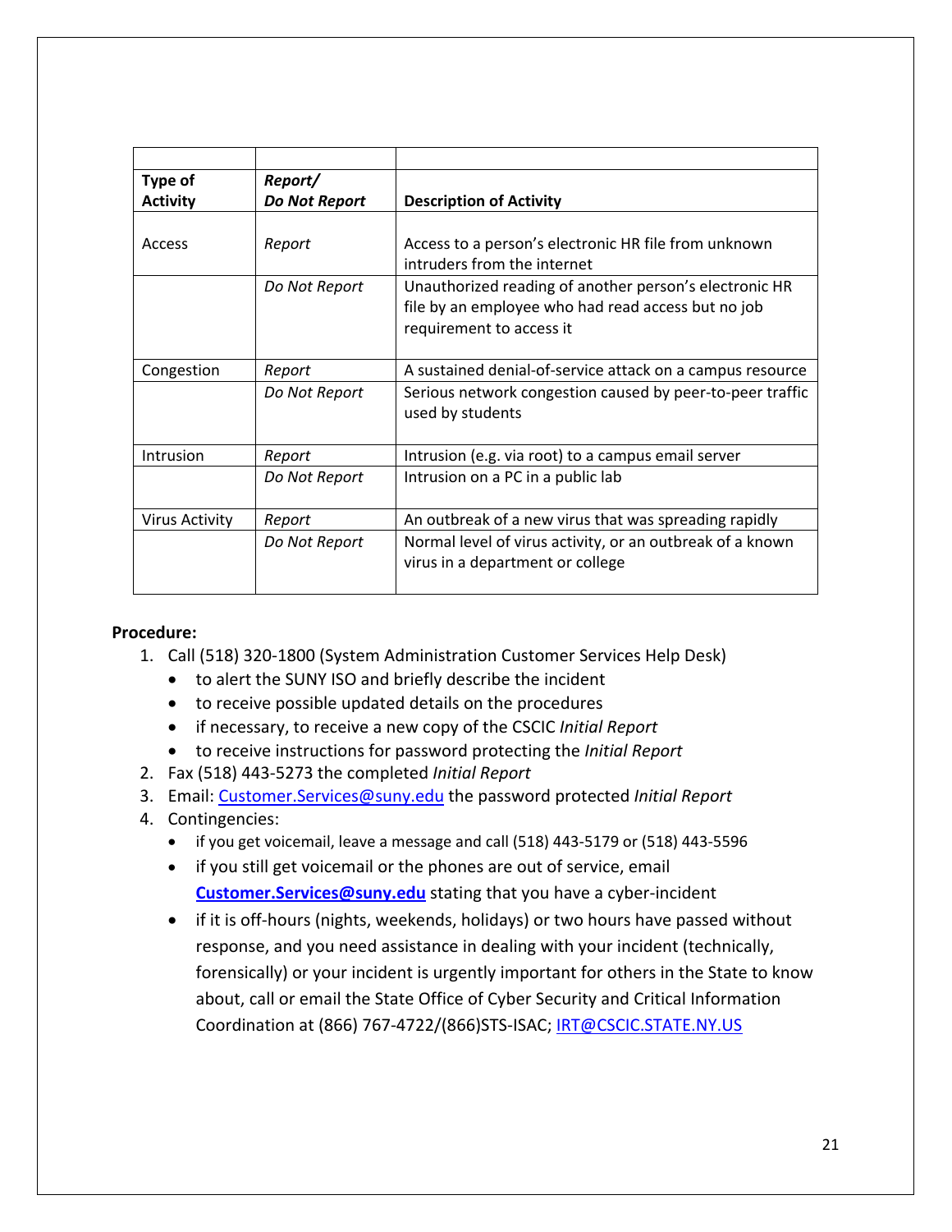| | | |
|---|---|---|
| **Type of Activity** | ***Report/ Do Not Report*** | **Description of Activity** |
| Access | *Report* | Access to a person's electronic HR file from unknown intruders from the internet |
| | *Do Not Report* | Unauthorized reading of another person's electronic HR file by an employee who had read access but no job requirement to access it |
| Congestion | *Report* | A sustained denial-of-service attack on a campus resource |
| | *Do Not Report* | Serious network congestion caused by peer-to-peer traffic used by students |
| Intrusion | *Report* | Intrusion (e.g. via root) to a campus email server |
| | *Do Not Report* | Intrusion on a PC in a public lab |
| Virus Activity | *Report* | An outbreak of a new virus that was spreading rapidly |
| | *Do Not Report* | Normal level of virus activity, or an outbreak of a known virus in a department or college |

**Procedure:**

1. Call (518) 320-1800 (System Administration Customer Services Help Desk)
   - to alert the SUNY ISO and briefly describe the incident
   - to receive possible updated details on the procedures
   - if necessary, to receive a new copy of the CSCIC *Initial Report*
   - to receive instructions for password protecting the *Initial Report*
2. Fax (518) 443-5273 the completed *Initial Report*
3. Email: Customer.Services@suny.edu the password protected *Initial Report*
4. Contingencies:
   - if you get voicemail, leave a message and call (518) 443-5179 or (518) 443-5596
   - if you still get voicemail or the phones are out of service, email **Customer.Services@suny.edu** stating that you have a cyber-incident
   - if it is off-hours (nights, weekends, holidays) or two hours have passed without response, and you need assistance in dealing with your incident (technically, forensically) or your incident is urgently important for others in the State to know about, call or email the State Office of Cyber Security and Critical Information Coordination at (866) 767-4722/(866)STS-ISAC; IRT@CSCIC.STATE.NY.US